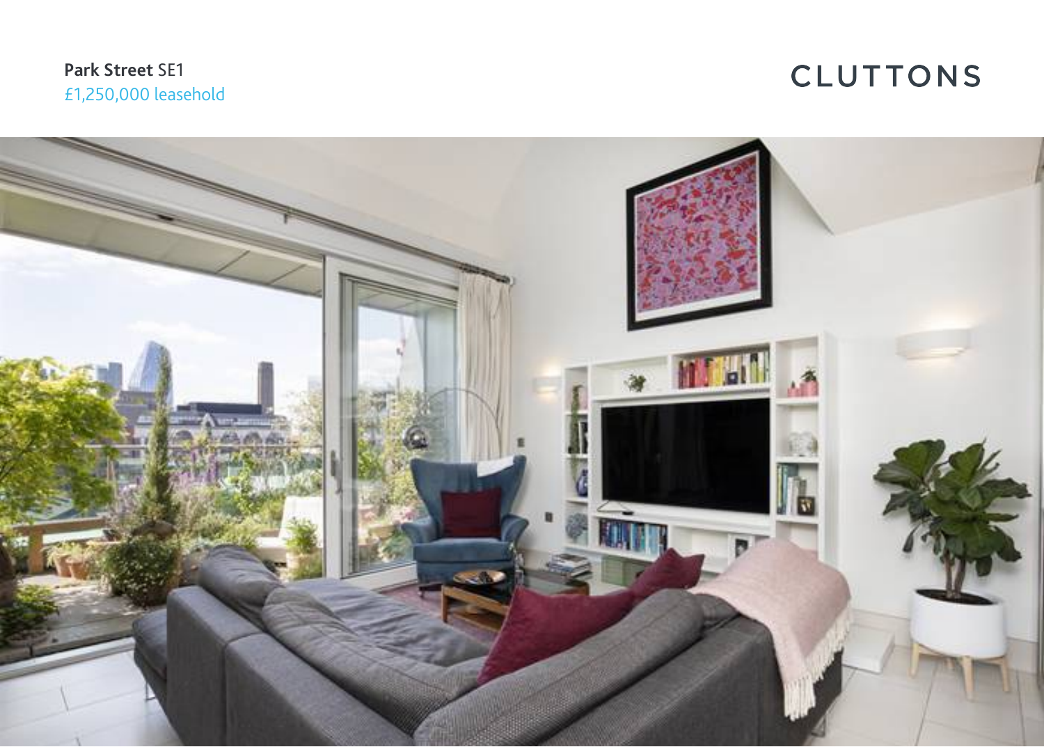**Park Street** SE1

£1,250,000 leasehold

CLUTTONS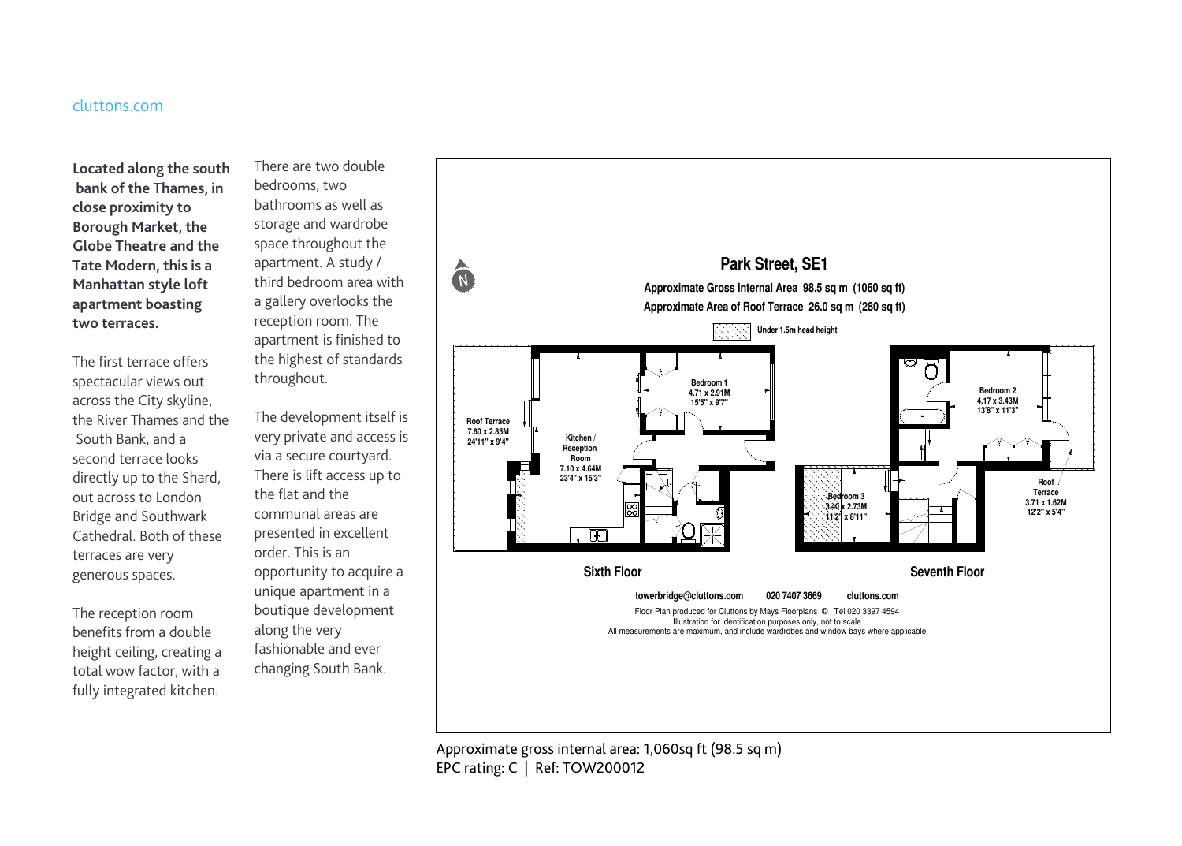cluttons.com

**Located along the south bank of the Thames, in close proximity to Borough Market, the Globe Theatre and the Tate Modern, this is a Manhattan style loft apartment boasting two terraces.**

The first terrace offers spectacular views out across the City skyline, the River Thames and the South Bank, and a second terrace looks directly up to the Shard, out across to London Bridge and Southwark Cathedral. Both of these terraces are very generous spaces.

The reception room benefits from a double height ceiling, creating a total wow factor, with a fully integrated kitchen.

There are two double bedrooms, two bathrooms as well as storage and wardrobe space throughout the apartment. A study / third bedroom area with a gallery overlooks the reception room. The apartment is finished to the highest of standards throughout.

The development itself is very private and access is via a secure courtyard. There is lift access up to the flat and the communal areas are presented in excellent order. This is an opportunity to acquire a unique apartment in a boutique development along the very fashionable and ever changing South Bank.

## Park Street, SE1

**Approximate Gross Internal Area 98.5 sq m (1060 sq ft)**

**Approximate Area of Roof Terrace 26.0 sq m (280 sq ft)**

Under 1.5m head height

N

**Sixth Floor**

Roof Terrace 7.60 x 2.85M 24'11" x 9'4"

Kitchen / Reception Room 7.10 x 4.64M 23'4" x 15'3"

Bedroom 1 4.71 x 2.91M 15'5" x 9'7"

**Seventh Floor**

Bedroom 2 4.17 x 3.43M 13'8" x 11'3"

Bedroom 3 3.40 x 2.73M 11'2" x 8'11"

Roof Terrace 3.71 x 1.62M 12'2" x 5'4"

towerbridge@cluttons.com 020 7407 3669 cluttons.com

Floor Plan produced for Cluttons by Mays Floorplans ©. Tel 020 3397 4594
Illustration for identification purposes only, not to scale
All measurements are maximum, and include wardrobes and window bays where applicable

Approximate gross internal area: 1,060sq ft (98.5 sq m)
EPC rating: C | Ref: TOW200012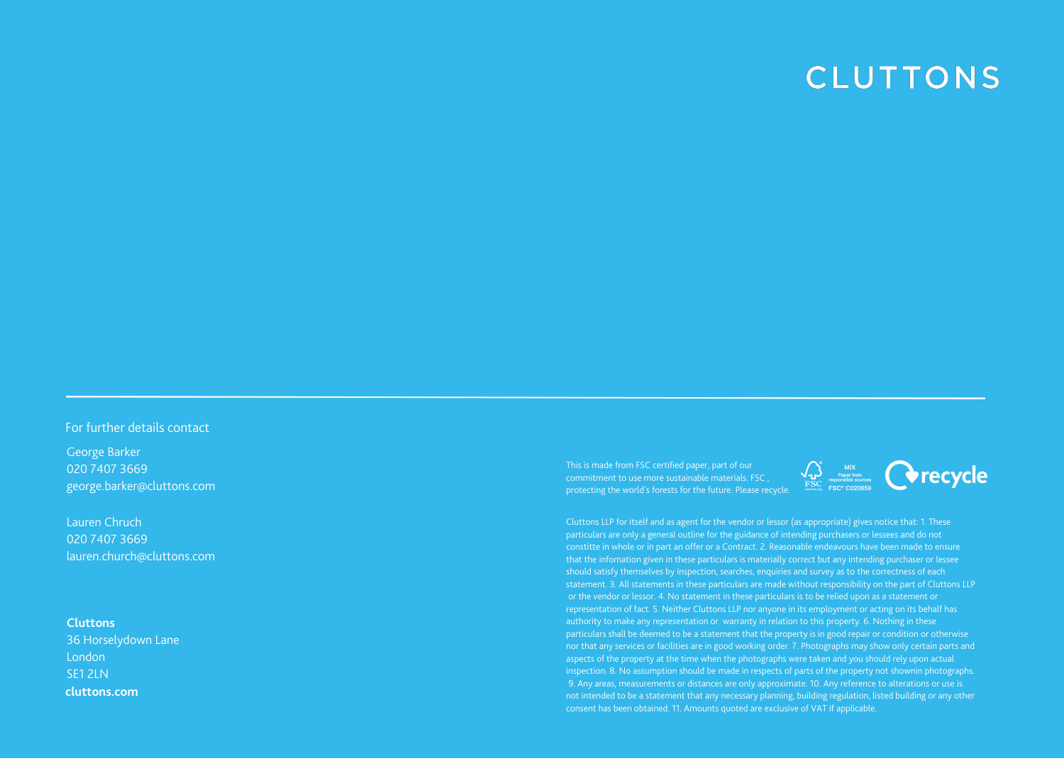# CLUTTONS

For further details contact

George Barker
020 7407 3669
george.barker@cluttons.com

Lauren Chruch
020 7407 3669
lauren.church@cluttons.com

**Cluttons**
36 Horselydown Lane
London
SE1 2LN
**cluttons.com**

This is made from FSC certified paper, part of our commitment to use more sustainable materials. FSC , protecting the world's forests for the future. Please recycle.

MIX
Paper from responsible sources
FSC® C020659

recycle

Cluttons LLP for itself and as agent for the vendor or lessor (as appropriate) gives notice that: 1. These particulars are only a general outline for the guidance of intending purchasers or lessees and do not constitte in whole or in part an offer or a Contract. 2. Reasonable endeavours have been made to ensure that the infomation given in these particulars is materially correct but any intending purchaser or lessee should satisfy themselves by inspection, searches, enquiries and survey as to the correctness of each statement. 3. All statements in these particulars are made without responsibility on the part of Cluttons LLP or the vendor or lessor. 4. No statement in these particulars is to be relied upon as a statement or representation of fact. 5. Neither Cluttons LLP nor anyone in its employment or acting on its behalf has authority to make any representation or warranty in relation to this property. 6. Nothing in these particulars shall be deemed to be a statement that the property is in good repair or condition or otherwise nor that any services or facilities are in good working order. 7. Photographs may show only certain parts and aspects of the property at the time when the photographs were taken and you should rely upon actual inspection. 8. No assumption should be made in respects of parts of the property not shownin photographs. 9. Any areas, measurements or distances are only approximate. 10. Any reference to alterations or use is not intended to be a statement that any necessary planning, building regulation, listed building or any other consent has been obtained. 11. Amounts quoted are exclusive of VAT if applicable.